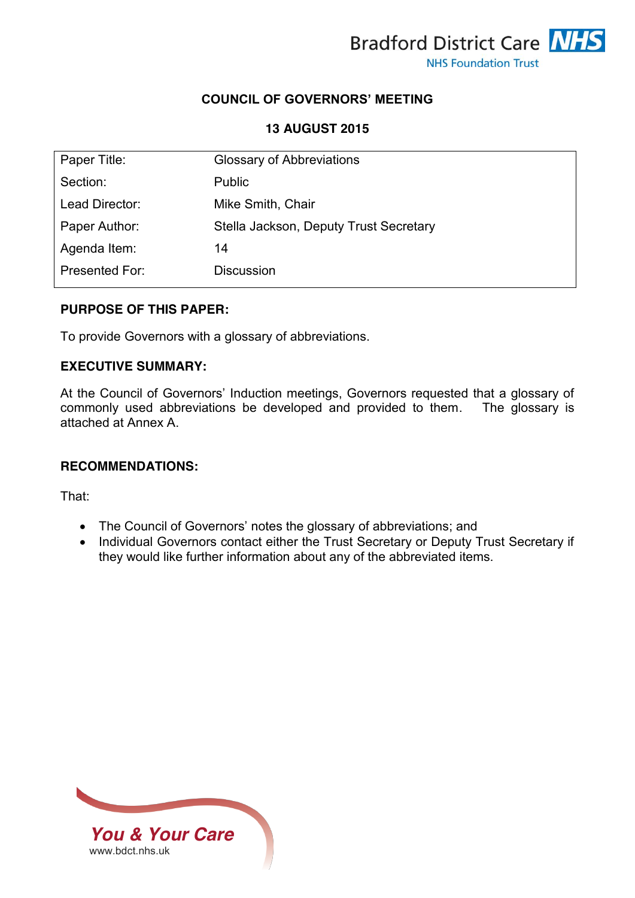Bradford District Care NHS
NHS Foundation Trust

**COUNCIL OF GOVERNORS' MEETING**

**13 AUGUST 2015**

| Paper Title: | Glossary of Abbreviations |
|---|---|
| Section: | Public |
| Lead Director: | Mike Smith, Chair |
| Paper Author: | Stella Jackson, Deputy Trust Secretary |
| Agenda Item: | 14 |
| Presented For: | Discussion |

**PURPOSE OF THIS PAPER:**

To provide Governors with a glossary of abbreviations.

**EXECUTIVE SUMMARY:**

At the Council of Governors' Induction meetings, Governors requested that a glossary of commonly used abbreviations be developed and provided to them. The glossary is attached at Annex A.

**RECOMMENDATIONS:**

That:

- The Council of Governors' notes the glossary of abbreviations; and
- Individual Governors contact either the Trust Secretary or Deputy Trust Secretary if they would like further information about any of the abbreviated items.

*You & Your Care*
www.bdct.nhs.uk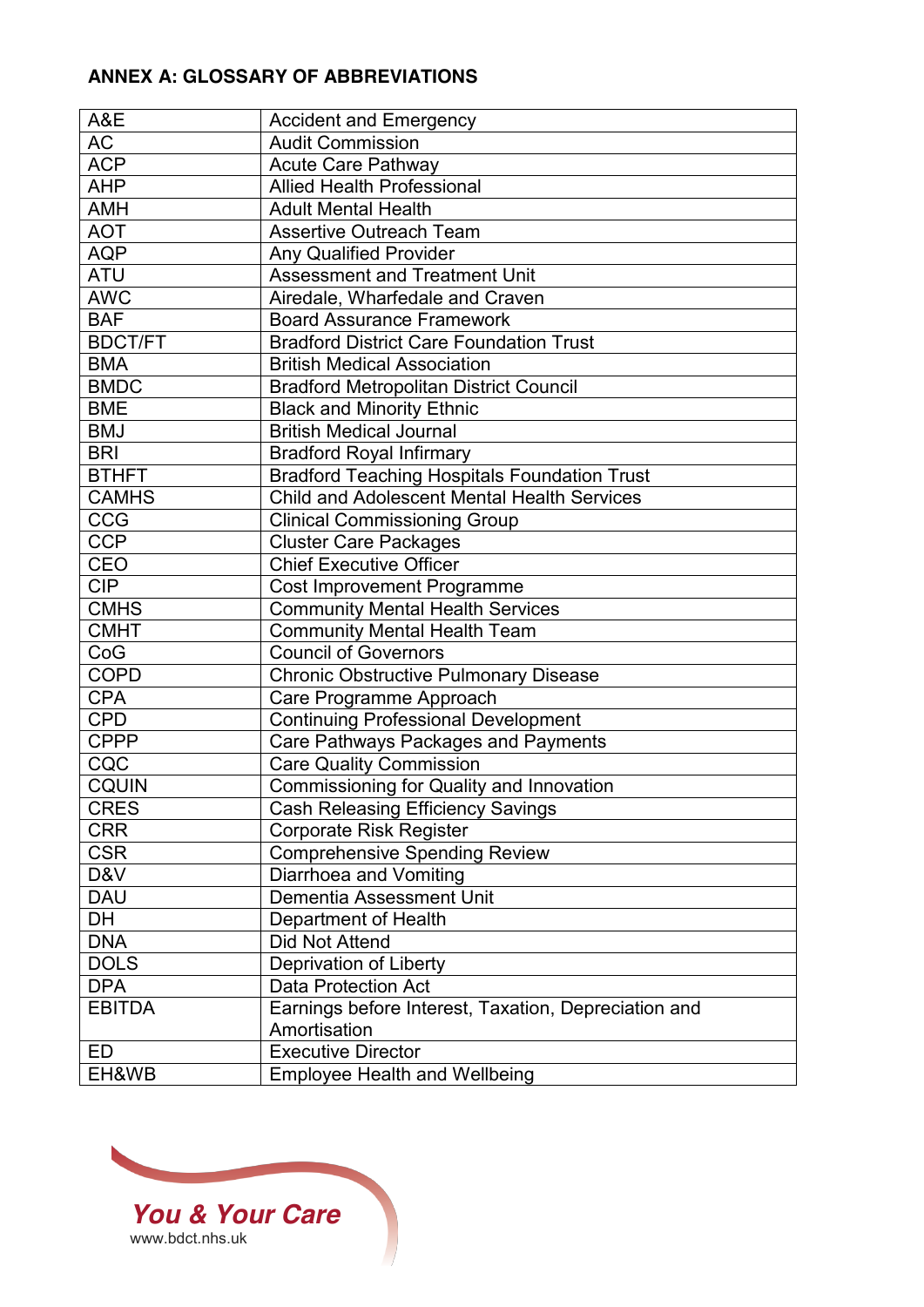**ANNEX A: GLOSSARY OF ABBREVIATIONS**

| | |
|---|---|
| A&E | Accident and Emergency |
| AC | Audit Commission |
| ACP | Acute Care Pathway |
| AHP | Allied Health Professional |
| AMH | Adult Mental Health |
| AOT | Assertive Outreach Team |
| AQP | Any Qualified Provider |
| ATU | Assessment and Treatment Unit |
| AWC | Airedale, Wharfedale and Craven |
| BAF | Board Assurance Framework |
| BDCT/FT | Bradford District Care Foundation Trust |
| BMA | British Medical Association |
| BMDC | Bradford Metropolitan District Council |
| BME | Black and Minority Ethnic |
| BMJ | British Medical Journal |
| BRI | Bradford Royal Infirmary |
| BTHFT | Bradford Teaching Hospitals Foundation Trust |
| CAMHS | Child and Adolescent Mental Health Services |
| CCG | Clinical Commissioning Group |
| CCP | Cluster Care Packages |
| CEO | Chief Executive Officer |
| CIP | Cost Improvement Programme |
| CMHS | Community Mental Health Services |
| CMHT | Community Mental Health Team |
| CoG | Council of Governors |
| COPD | Chronic Obstructive Pulmonary Disease |
| CPA | Care Programme Approach |
| CPD | Continuing Professional Development |
| CPPP | Care Pathways Packages and Payments |
| CQC | Care Quality Commission |
| CQUIN | Commissioning for Quality and Innovation |
| CRES | Cash Releasing Efficiency Savings |
| CRR | Corporate Risk Register |
| CSR | Comprehensive Spending Review |
| D&V | Diarrhoea and Vomiting |
| DAU | Dementia Assessment Unit |
| DH | Department of Health |
| DNA | Did Not Attend |
| DOLS | Deprivation of Liberty |
| DPA | Data Protection Act |
| EBITDA | Earnings before Interest, Taxation, Depreciation and Amortisation |
| ED | Executive Director |
| EH&WB | Employee Health and Wellbeing |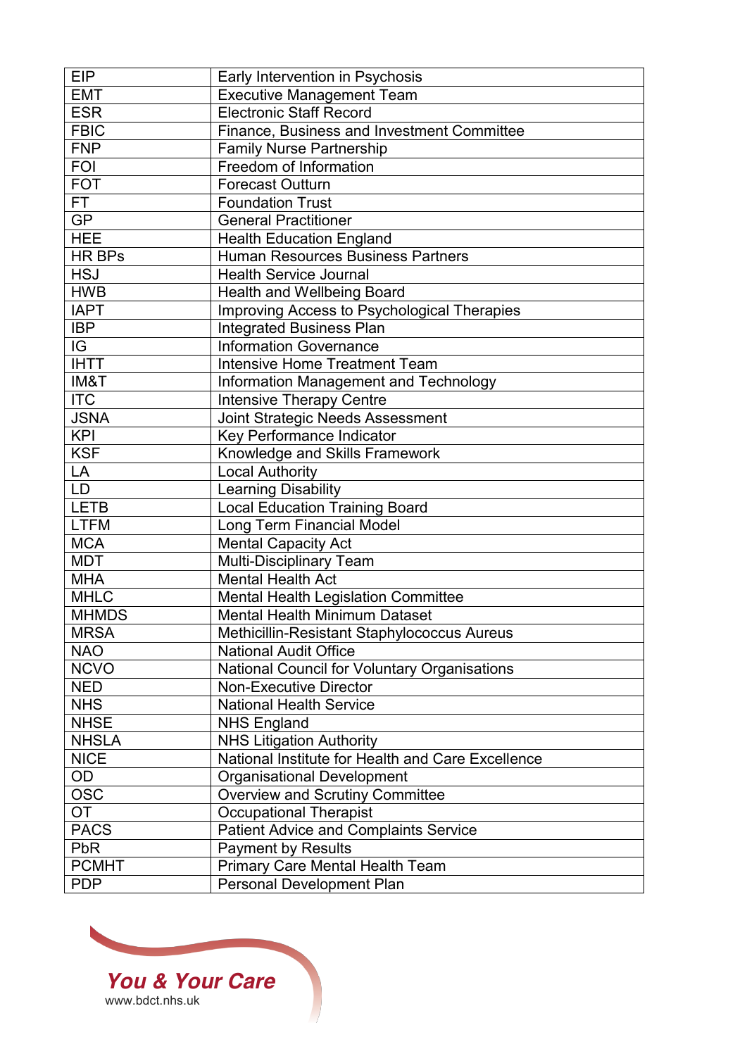| | |
|---|---|
| EIP | Early Intervention in Psychosis |
| EMT | Executive Management Team |
| ESR | Electronic Staff Record |
| FBIC | Finance, Business and Investment Committee |
| FNP | Family Nurse Partnership |
| FOI | Freedom of Information |
| FOT | Forecast Outturn |
| FT | Foundation Trust |
| GP | General Practitioner |
| HEE | Health Education England |
| HR BPs | Human Resources Business Partners |
| HSJ | Health Service Journal |
| HWB | Health and Wellbeing Board |
| IAPT | Improving Access to Psychological Therapies |
| IBP | Integrated Business Plan |
| IG | Information Governance |
| IHTT | Intensive Home Treatment Team |
| IM&T | Information Management and Technology |
| ITC | Intensive Therapy Centre |
| JSNA | Joint Strategic Needs Assessment |
| KPI | Key Performance Indicator |
| KSF | Knowledge and Skills Framework |
| LA | Local Authority |
| LD | Learning Disability |
| LETB | Local Education Training Board |
| LTFM | Long Term Financial Model |
| MCA | Mental Capacity Act |
| MDT | Multi-Disciplinary Team |
| MHA | Mental Health Act |
| MHLC | Mental Health Legislation Committee |
| MHMDS | Mental Health Minimum Dataset |
| MRSA | Methicillin-Resistant Staphylococcus Aureus |
| NAO | National Audit Office |
| NCVO | National Council for Voluntary Organisations |
| NED | Non-Executive Director |
| NHS | National Health Service |
| NHSE | NHS England |
| NHSLA | NHS Litigation Authority |
| NICE | National Institute for Health and Care Excellence |
| OD | Organisational Development |
| OSC | Overview and Scrutiny Committee |
| OT | Occupational Therapist |
| PACS | Patient Advice and Complaints Service |
| PbR | Payment by Results |
| PCMHT | Primary Care Mental Health Team |
| PDP | Personal Development Plan |

*You & Your Care*
www.bdct.nhs.uk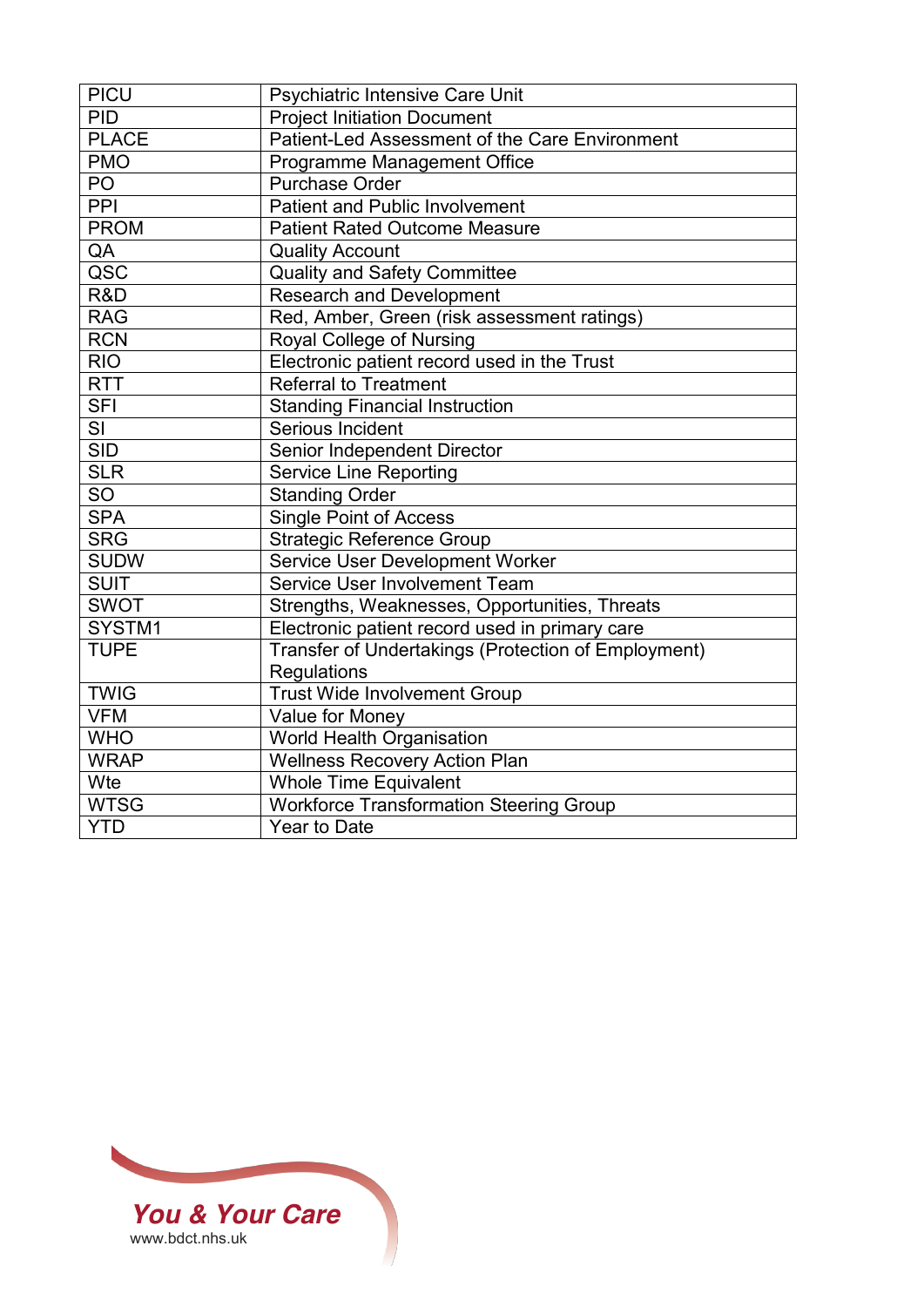| | |
|---|---|
| PICU | Psychiatric Intensive Care Unit |
| PID | Project Initiation Document |
| PLACE | Patient-Led Assessment of the Care Environment |
| PMO | Programme Management Office |
| PO | Purchase Order |
| PPI | Patient and Public Involvement |
| PROM | Patient Rated Outcome Measure |
| QA | Quality Account |
| QSC | Quality and Safety Committee |
| R&D | Research and Development |
| RAG | Red, Amber, Green (risk assessment ratings) |
| RCN | Royal College of Nursing |
| RIO | Electronic patient record used in the Trust |
| RTT | Referral to Treatment |
| SFI | Standing Financial Instruction |
| SI | Serious Incident |
| SID | Senior Independent Director |
| SLR | Service Line Reporting |
| SO | Standing Order |
| SPA | Single Point of Access |
| SRG | Strategic Reference Group |
| SUDW | Service User Development Worker |
| SUIT | Service User Involvement Team |
| SWOT | Strengths, Weaknesses, Opportunities, Threats |
| SYSTM1 | Electronic patient record used in primary care |
| TUPE | Transfer of Undertakings (Protection of Employment) Regulations |
| TWIG | Trust Wide Involvement Group |
| VFM | Value for Money |
| WHO | World Health Organisation |
| WRAP | Wellness Recovery Action Plan |
| Wte | Whole Time Equivalent |
| WTSG | Workforce Transformation Steering Group |
| YTD | Year to Date |